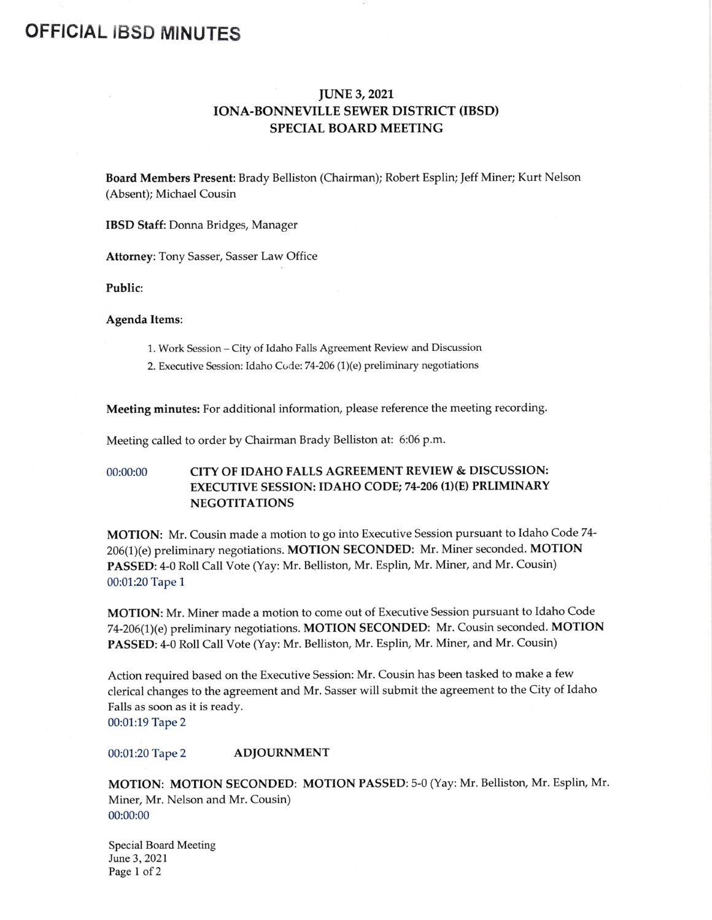# OFFICIAL IBSD MINUTES

## JUNE 3, 2021
## IONA-BONNEVILLE SEWER DISTRICT (IBSD)
## SPECIAL BOARD MEETING

**Board Members Present:** Brady Belliston (Chairman); Robert Esplin; Jeff Miner; Kurt Nelson (Absent); Michael Cousin

**IBSD Staff:** Donna Bridges, Manager

**Attorney**: Tony Sasser, Sasser Law Office

**Public**:

**Agenda Items**:

1. Work Session – City of Idaho Falls Agreement Review and Discussion
2. Executive Session: Idaho Code: 74-206 (1)(e) preliminary negotiations

**Meeting minutes:** For additional information, please reference the meeting recording.

Meeting called to order by Chairman Brady Belliston at: 6:06 p.m.

00:00:00 **CITY OF IDAHO FALLS AGREEMENT REVIEW & DISCUSSION: EXECUTIVE SESSION: IDAHO CODE; 74-206 (1)(E) PRLIMINARY NEGOTITATIONS**

**MOTION:** Mr. Cousin made a motion to go into Executive Session pursuant to Idaho Code 74-206(1)(e) preliminary negotiations. **MOTION SECONDED:** Mr. Miner seconded. **MOTION PASSED:** 4-0 Roll Call Vote (Yay: Mr. Belliston, Mr. Esplin, Mr. Miner, and Mr. Cousin)
00:01:20 Tape 1

**MOTION:** Mr. Miner made a motion to come out of Executive Session pursuant to Idaho Code 74-206(1)(e) preliminary negotiations. **MOTION SECONDED:** Mr. Cousin seconded. **MOTION PASSED:** 4-0 Roll Call Vote (Yay: Mr. Belliston, Mr. Esplin, Mr. Miner, and Mr. Cousin)

Action required based on the Executive Session: Mr. Cousin has been tasked to make a few clerical changes to the agreement and Mr. Sasser will submit the agreement to the City of Idaho Falls as soon as it is ready.
00:01:19 Tape 2

00:01:20 Tape 2 **ADJOURNMENT**

**MOTION: MOTION SECONDED: MOTION PASSED:** 5-0 (Yay: Mr. Belliston, Mr. Esplin, Mr. Miner, Mr. Nelson and Mr. Cousin)
00:00:00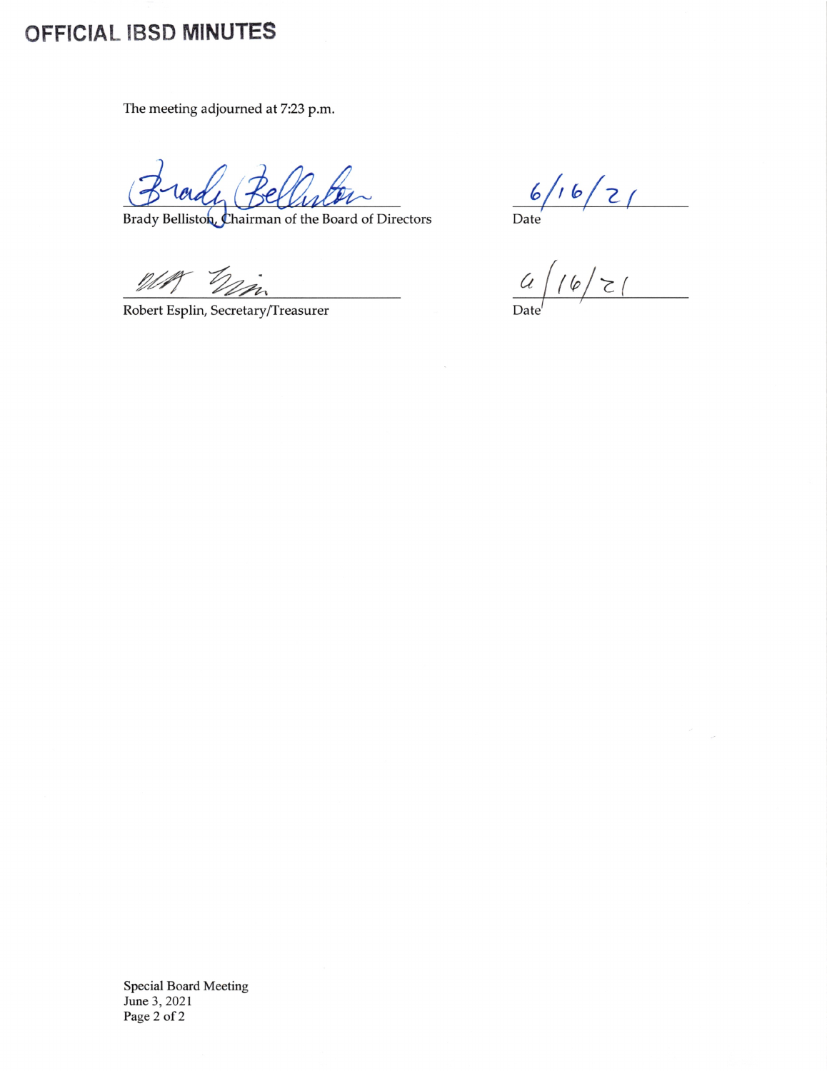The meeting adjourned at 7:23 p.m.

Brady Belliston, Chairman of the Board of Directors — Date: 6/16/21

Robert Esplin, Secretary/Treasurer — Date: 6/16/21